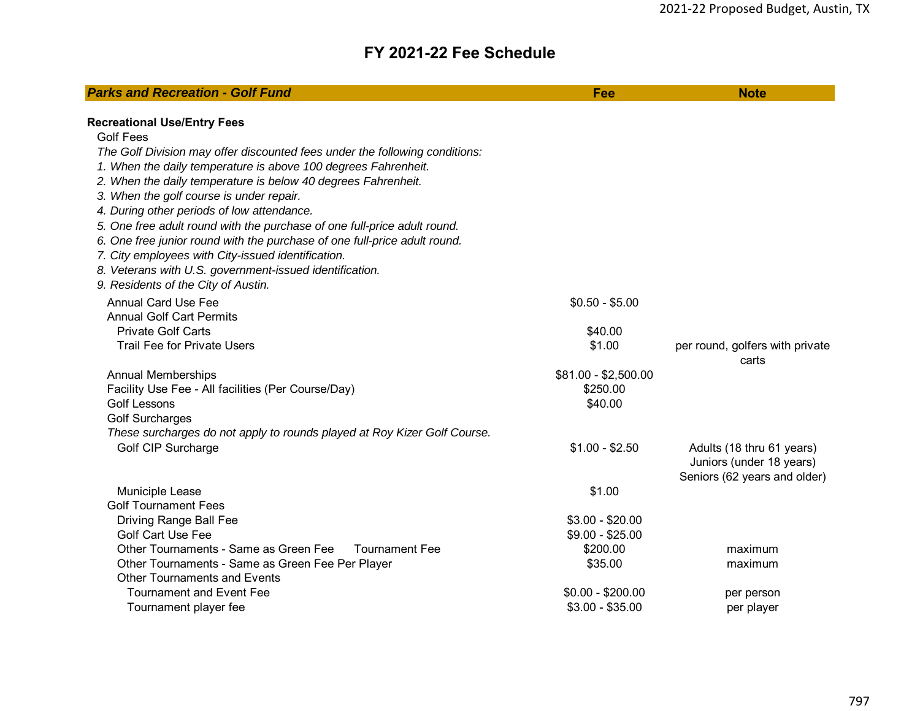# FY 2021-22 Fee Schedule

| Parks and Recreation - Golf Fund | Fee | Note |
|---|---|---|
| **Recreational Use/Entry Fees** | | |
| Golf Fees | | |
| *The Golf Division may offer discounted fees under the following conditions:* | | |
| *1. When the daily temperature is above 100 degrees Fahrenheit.* | | |
| *2. When the daily temperature is below 40 degrees Fahrenheit.* | | |
| *3. When the golf course is under repair.* | | |
| *4. During other periods of low attendance.* | | |
| *5. One free adult round with the purchase of one full-price adult round.* | | |
| *6. One free junior round with the purchase of one full-price adult round.* | | |
| *7. City employees with City-issued identification.* | | |
| *8. Veterans with U.S. government-issued identification.* | | |
| *9. Residents of the City of Austin.* | | |
| Annual Card Use Fee | $0.50 - $5.00 | |
| Annual Golf Cart Permits | | |
| Private Golf Carts | $40.00 | |
| Trail Fee for Private Users | $1.00 | per round, golfers with private carts |
| Annual Memberships | $81.00 - $2,500.00 | |
| Facility Use Fee - All facilities (Per Course/Day) | $250.00 | |
| Golf Lessons | $40.00 | |
| Golf Surcharges | | |
| *These surcharges do not apply to rounds played at Roy Kizer Golf Course.* | | |
| Golf CIP Surcharge | $1.00 - $2.50 | Adults (18 thru 61 years)<br>Juniors (under 18 years)<br>Seniors (62 years and older) |
| Municiple Lease | $1.00 | |
| Golf Tournament Fees | | |
| Driving Range Ball Fee | $3.00 - $20.00 | |
| Golf Cart Use Fee | $9.00 - $25.00 | |
| Other Tournaments - Same as Green Fee Tournament Fee | $200.00 | maximum |
| Other Tournaments - Same as Green Fee Per Player | $35.00 | maximum |
| Other Tournaments and Events | | |
| Tournament and Event Fee | $0.00 - $200.00 | per person |
| Tournament player fee | $3.00 - $35.00 | per player |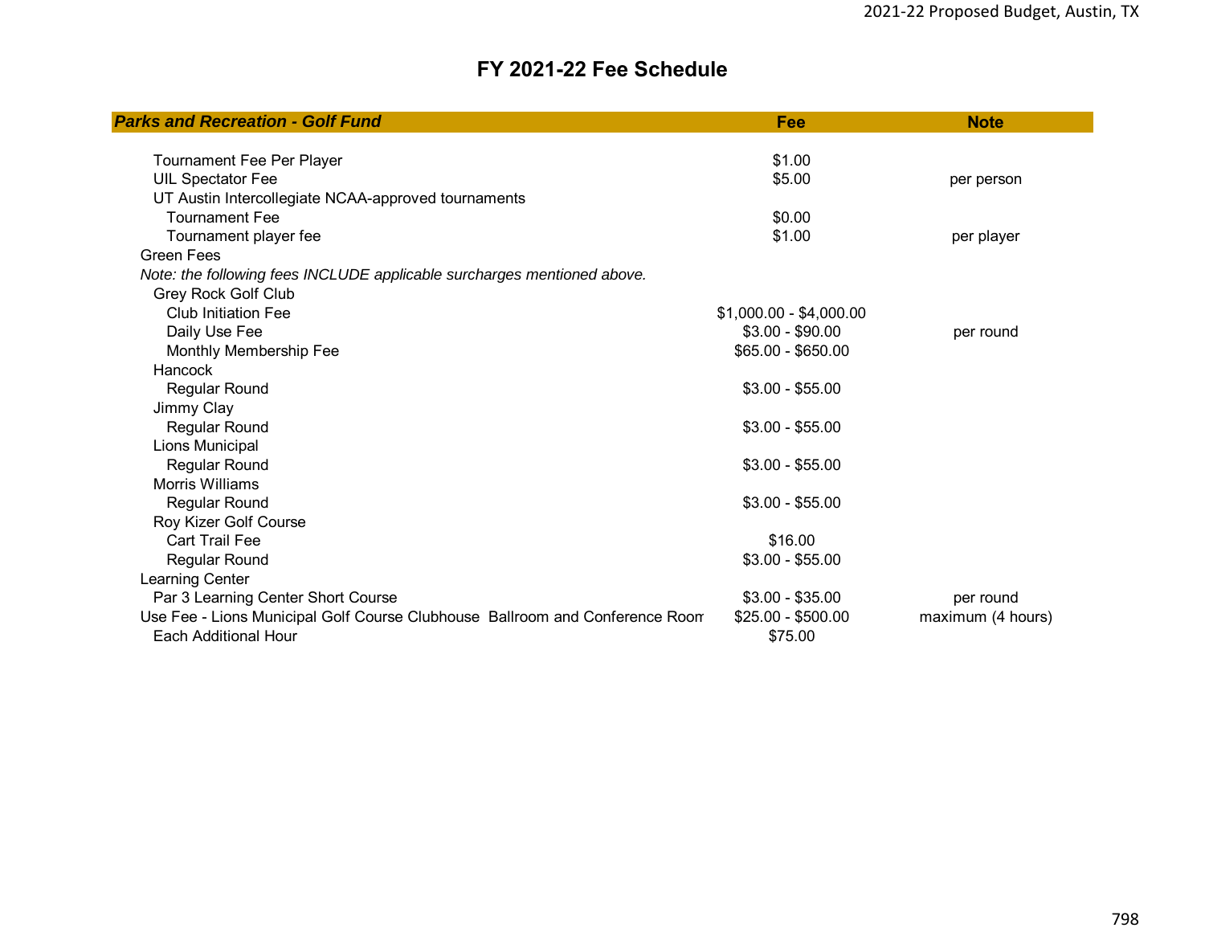# FY 2021-22 Fee Schedule

| *Parks and Recreation - Golf Fund* | Fee | Note |
|---|---|---|
| Tournament Fee Per Player | $1.00 | |
| UIL Spectator Fee | $5.00 | per person |
| UT Austin Intercollegiate NCAA-approved tournaments | | |
| Tournament Fee | $0.00 | |
| Tournament player fee | $1.00 | per player |
| Green Fees | | |
| *Note: the following fees INCLUDE applicable surcharges mentioned above.* | | |
| Grey Rock Golf Club | | |
| Club Initiation Fee | $1,000.00 - $4,000.00 | |
| Daily Use Fee | $3.00 - $90.00 | per round |
| Monthly Membership Fee | $65.00 - $650.00 | |
| Hancock | | |
| Regular Round | $3.00 - $55.00 | |
| Jimmy Clay | | |
| Regular Round | $3.00 - $55.00 | |
| Lions Municipal | | |
| Regular Round | $3.00 - $55.00 | |
| Morris Williams | | |
| Regular Round | $3.00 - $55.00 | |
| Roy Kizer Golf Course | | |
| Cart Trail Fee | $16.00 | |
| Regular Round | $3.00 - $55.00 | |
| Learning Center | | |
| Par 3 Learning Center Short Course | $3.00 - $35.00 | per round |
| Use Fee - Lions Municipal Golf Course Clubhouse Ballroom and Conference Room | $25.00 - $500.00 | maximum (4 hours) |
| Each Additional Hour | $75.00 | |